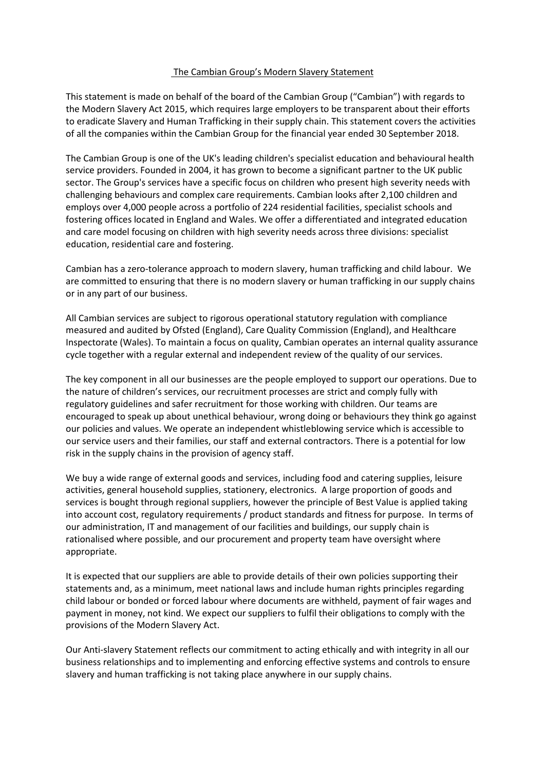# The Cambian Group's Modern Slavery Statement

This statement is made on behalf of the board of the Cambian Group ("Cambian") with regards to the Modern Slavery Act 2015, which requires large employers to be transparent about their efforts to eradicate Slavery and Human Trafficking in their supply chain. This statement covers the activities of all the companies within the Cambian Group for the financial year ended 30 September 2018.

The Cambian Group is one of the UK's leading children's specialist education and behavioural health service providers. Founded in 2004, it has grown to become a significant partner to the UK public sector. The Group's services have a specific focus on children who present high severity needs with challenging behaviours and complex care requirements. Cambian looks after 2,100 children and employs over 4,000 people across a portfolio of 224 residential facilities, specialist schools and fostering offices located in England and Wales. We offer a differentiated and integrated education and care model focusing on children with high severity needs across three divisions: specialist education, residential care and fostering.

Cambian has a zero-tolerance approach to modern slavery, human trafficking and child labour. We are committed to ensuring that there is no modern slavery or human trafficking in our supply chains or in any part of our business.

All Cambian services are subject to rigorous operational statutory regulation with compliance measured and audited by Ofsted (England), Care Quality Commission (England), and Healthcare Inspectorate (Wales). To maintain a focus on quality, Cambian operates an internal quality assurance cycle together with a regular external and independent review of the quality of our services.

The key component in all our businesses are the people employed to support our operations. Due to the nature of children's services, our recruitment processes are strict and comply fully with regulatory guidelines and safer recruitment for those working with children. Our teams are encouraged to speak up about unethical behaviour, wrong doing or behaviours they think go against our policies and values. We operate an independent whistleblowing service which is accessible to our service users and their families, our staff and external contractors. There is a potential for low risk in the supply chains in the provision of agency staff.

We buy a wide range of external goods and services, including food and catering supplies, leisure activities, general household supplies, stationery, electronics. A large proportion of goods and services is bought through regional suppliers, however the principle of Best Value is applied taking into account cost, regulatory requirements / product standards and fitness for purpose. In terms of our administration, IT and management of our facilities and buildings, our supply chain is rationalised where possible, and our procurement and property team have oversight where appropriate.

It is expected that our suppliers are able to provide details of their own policies supporting their statements and, as a minimum, meet national laws and include human rights principles regarding child labour or bonded or forced labour where documents are withheld, payment of fair wages and payment in money, not kind. We expect our suppliers to fulfil their obligations to comply with the provisions of the Modern Slavery Act.

Our Anti-slavery Statement reflects our commitment to acting ethically and with integrity in all our business relationships and to implementing and enforcing effective systems and controls to ensure slavery and human trafficking is not taking place anywhere in our supply chains.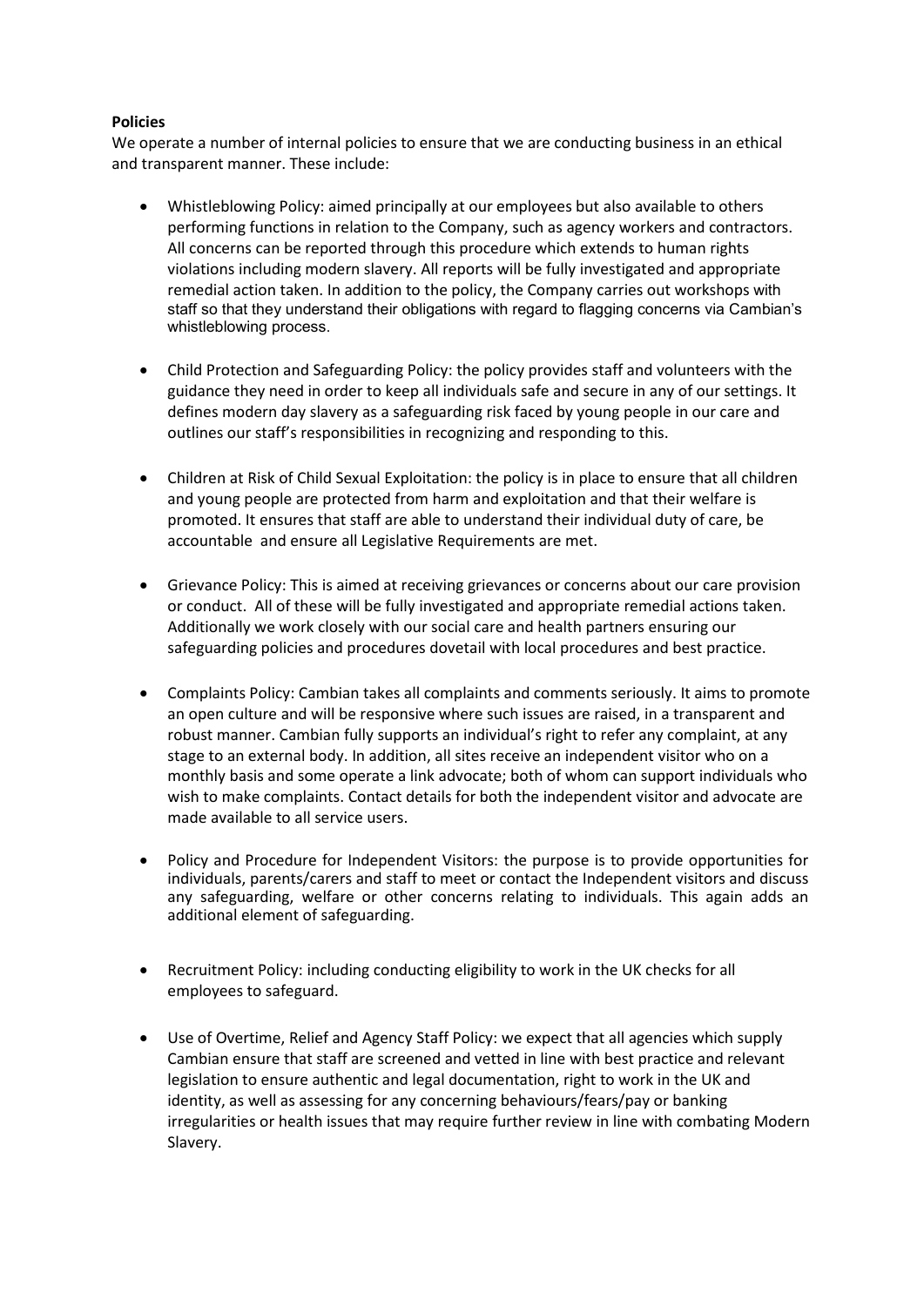**Policies**

We operate a number of internal policies to ensure that we are conducting business in an ethical and transparent manner. These include:

- Whistleblowing Policy: aimed principally at our employees but also available to others performing functions in relation to the Company, such as agency workers and contractors. All concerns can be reported through this procedure which extends to human rights violations including modern slavery. All reports will be fully investigated and appropriate remedial action taken. In addition to the policy, the Company carries out workshops with staff so that they understand their obligations with regard to flagging concerns via Cambian's whistleblowing process.

- Child Protection and Safeguarding Policy: the policy provides staff and volunteers with the guidance they need in order to keep all individuals safe and secure in any of our settings. It defines modern day slavery as a safeguarding risk faced by young people in our care and outlines our staff's responsibilities in recognizing and responding to this.

- Children at Risk of Child Sexual Exploitation: the policy is in place to ensure that all children and young people are protected from harm and exploitation and that their welfare is promoted. It ensures that staff are able to understand their individual duty of care, be accountable and ensure all Legislative Requirements are met.

- Grievance Policy: This is aimed at receiving grievances or concerns about our care provision or conduct. All of these will be fully investigated and appropriate remedial actions taken. Additionally we work closely with our social care and health partners ensuring our safeguarding policies and procedures dovetail with local procedures and best practice.

- Complaints Policy: Cambian takes all complaints and comments seriously. It aims to promote an open culture and will be responsive where such issues are raised, in a transparent and robust manner. Cambian fully supports an individual's right to refer any complaint, at any stage to an external body. In addition, all sites receive an independent visitor who on a monthly basis and some operate a link advocate; both of whom can support individuals who wish to make complaints. Contact details for both the independent visitor and advocate are made available to all service users.

- Policy and Procedure for Independent Visitors: the purpose is to provide opportunities for individuals, parents/carers and staff to meet or contact the Independent visitors and discuss any safeguarding, welfare or other concerns relating to individuals. This again adds an additional element of safeguarding.

- Recruitment Policy: including conducting eligibility to work in the UK checks for all employees to safeguard.

- Use of Overtime, Relief and Agency Staff Policy: we expect that all agencies which supply Cambian ensure that staff are screened and vetted in line with best practice and relevant legislation to ensure authentic and legal documentation, right to work in the UK and identity, as well as assessing for any concerning behaviours/fears/pay or banking irregularities or health issues that may require further review in line with combating Modern Slavery.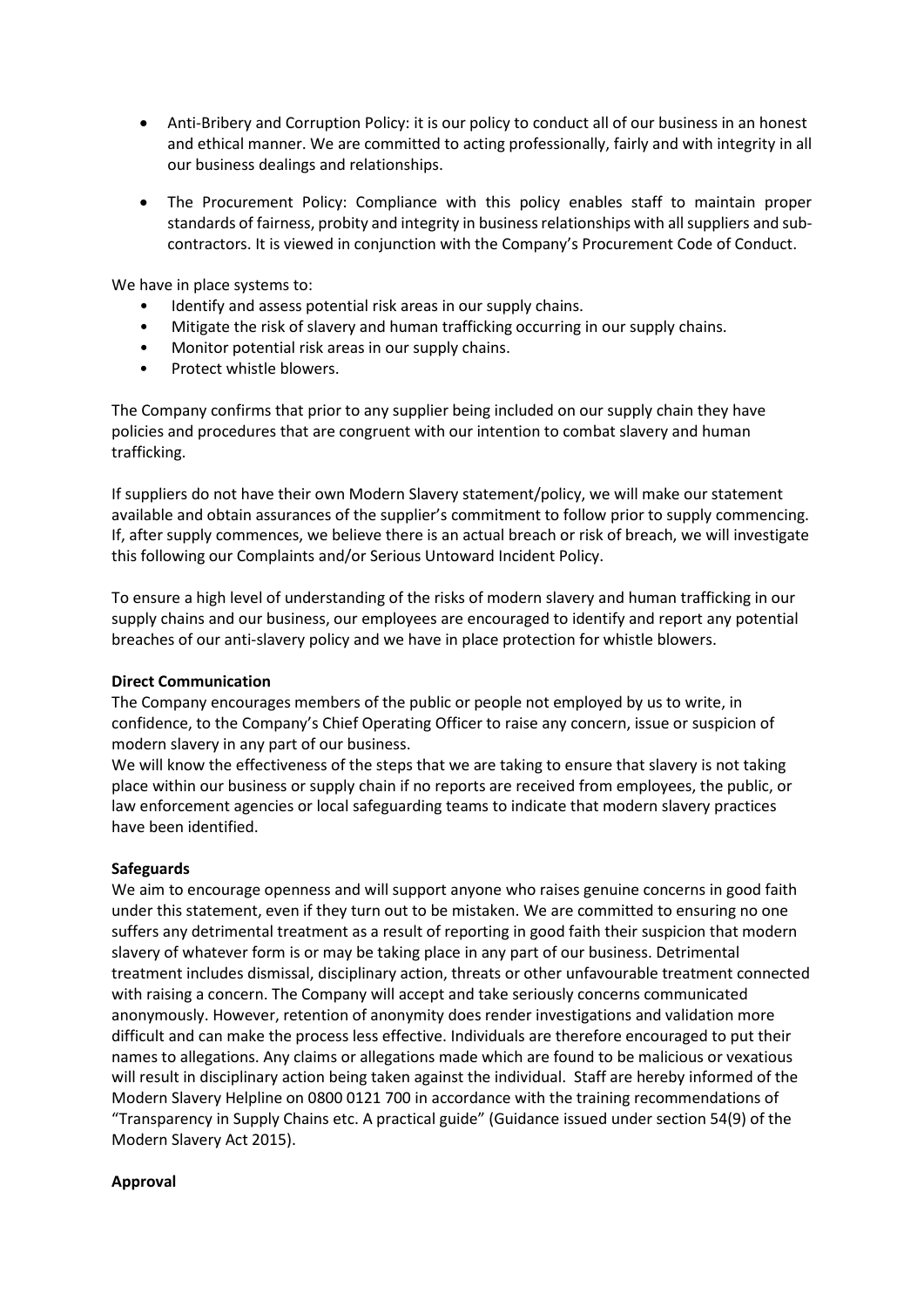- Anti-Bribery and Corruption Policy: it is our policy to conduct all of our business in an honest and ethical manner. We are committed to acting professionally, fairly and with integrity in all our business dealings and relationships.

- The Procurement Policy: Compliance with this policy enables staff to maintain proper standards of fairness, probity and integrity in business relationships with all suppliers and sub-contractors. It is viewed in conjunction with the Company's Procurement Code of Conduct.

We have in place systems to:

- Identify and assess potential risk areas in our supply chains.
- Mitigate the risk of slavery and human trafficking occurring in our supply chains.
- Monitor potential risk areas in our supply chains.
- Protect whistle blowers.

The Company confirms that prior to any supplier being included on our supply chain they have policies and procedures that are congruent with our intention to combat slavery and human trafficking.

If suppliers do not have their own Modern Slavery statement/policy, we will make our statement available and obtain assurances of the supplier's commitment to follow prior to supply commencing. If, after supply commences, we believe there is an actual breach or risk of breach, we will investigate this following our Complaints and/or Serious Untoward Incident Policy.

To ensure a high level of understanding of the risks of modern slavery and human trafficking in our supply chains and our business, our employees are encouraged to identify and report any potential breaches of our anti-slavery policy and we have in place protection for whistle blowers.

**Direct Communication**

The Company encourages members of the public or people not employed by us to write, in confidence, to the Company's Chief Operating Officer to raise any concern, issue or suspicion of modern slavery in any part of our business.

We will know the effectiveness of the steps that we are taking to ensure that slavery is not taking place within our business or supply chain if no reports are received from employees, the public, or law enforcement agencies or local safeguarding teams to indicate that modern slavery practices have been identified.

**Safeguards**

We aim to encourage openness and will support anyone who raises genuine concerns in good faith under this statement, even if they turn out to be mistaken. We are committed to ensuring no one suffers any detrimental treatment as a result of reporting in good faith their suspicion that modern slavery of whatever form is or may be taking place in any part of our business. Detrimental treatment includes dismissal, disciplinary action, threats or other unfavourable treatment connected with raising a concern. The Company will accept and take seriously concerns communicated anonymously. However, retention of anonymity does render investigations and validation more difficult and can make the process less effective. Individuals are therefore encouraged to put their names to allegations. Any claims or allegations made which are found to be malicious or vexatious will result in disciplinary action being taken against the individual. Staff are hereby informed of the Modern Slavery Helpline on 0800 0121 700 in accordance with the training recommendations of "Transparency in Supply Chains etc. A practical guide" (Guidance issued under section 54(9) of the Modern Slavery Act 2015).

**Approval**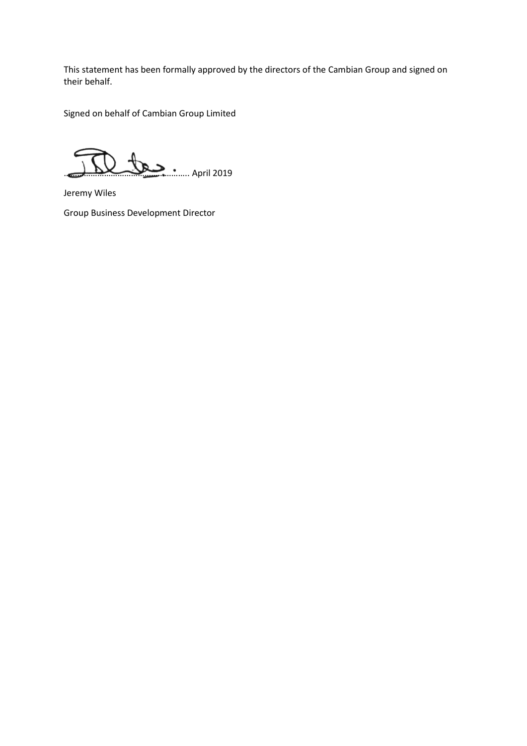This statement has been formally approved by the directors of the Cambian Group and signed on their behalf.

Signed on behalf of Cambian Group Limited

................................................ April 2019

Jeremy Wiles

Group Business Development Director